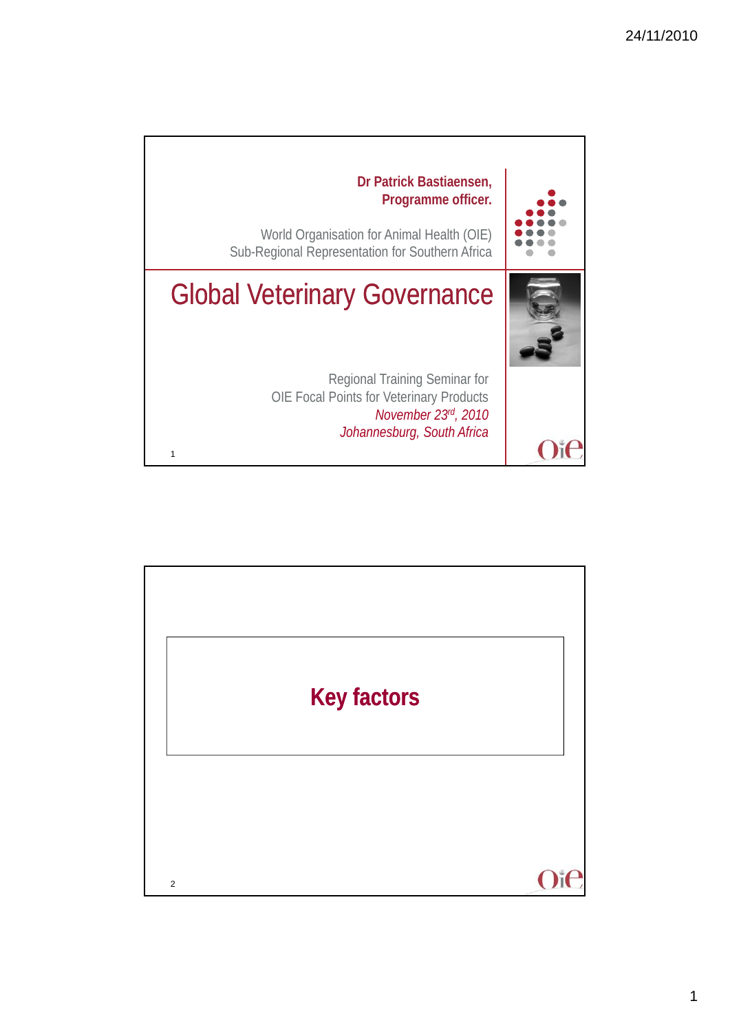**Dr Patrick Bastiaensen,**
**Programme officer.**

World Organisation for Animal Health (OIE)
Sub-Regional Representation for Southern Africa

# Global Veterinary Governance

Regional Training Seminar for
OIE Focal Points for Veterinary Products
*November 23rd, 2010*
*Johannesburg, South Africa*

---

## Key factors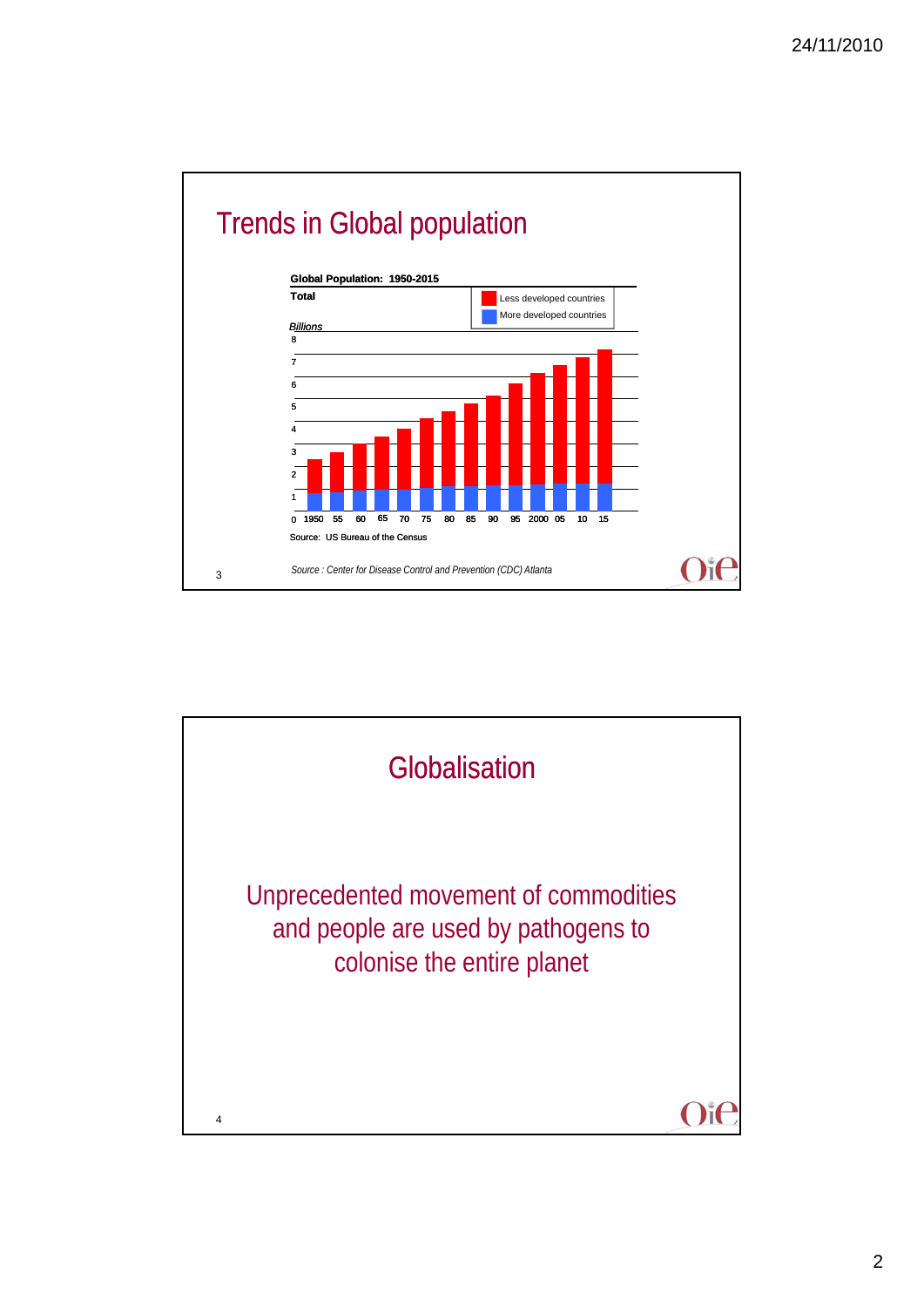## Trends in Global population

**Global Population: 1950-2015**

**Total**

*Billions*

- Less developed countries
- More developed countries

Source: US Bureau of the Census

*Source : Center for Disease Control and Prevention (CDC) Atlanta*

## Globalisation

Unprecedented movement of commodities and people are used by pathogens to colonise the entire planet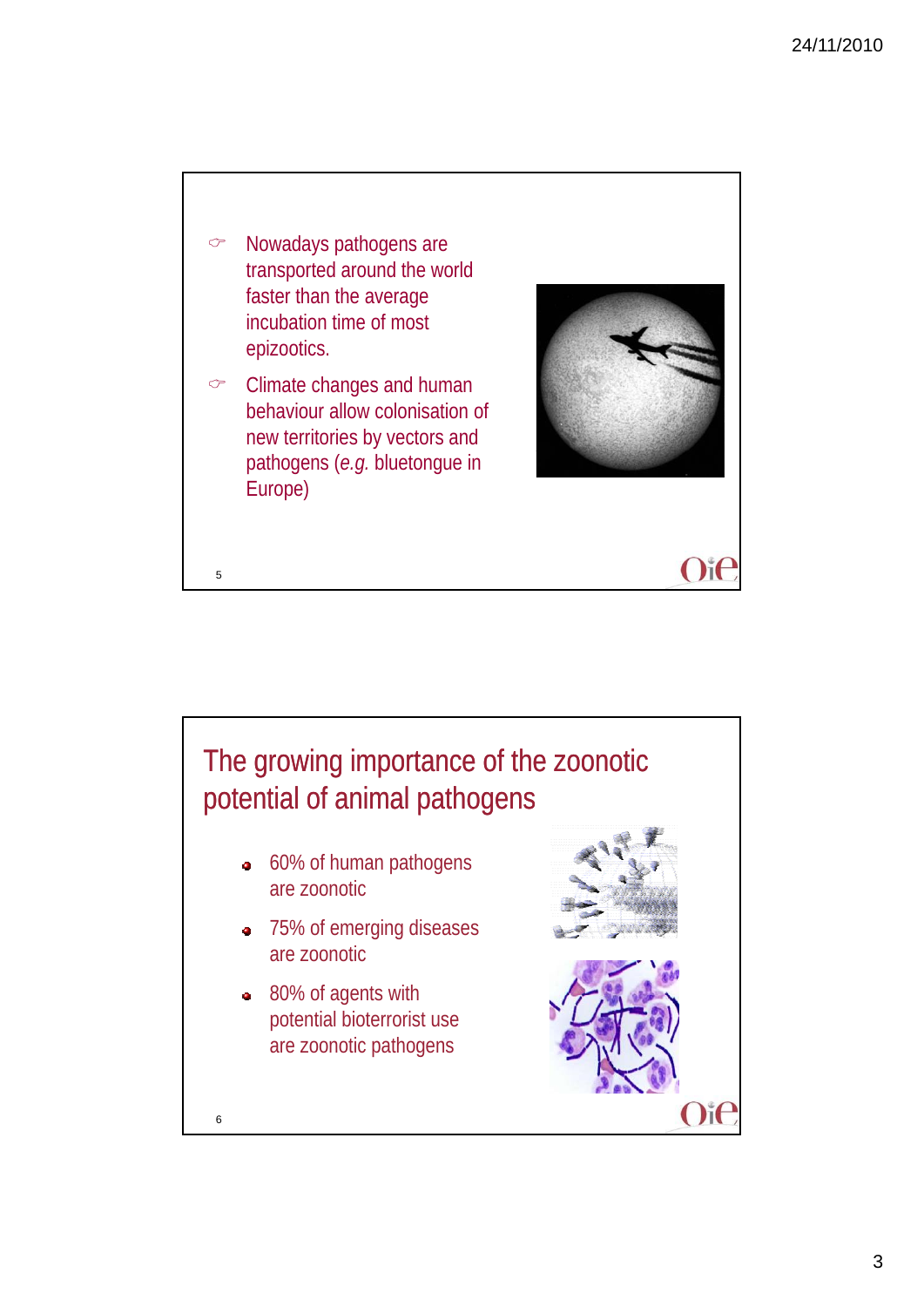- Nowadays pathogens are transported around the world faster than the average incubation time of most epizootics.
- Climate changes and human behaviour allow colonisation of new territories by vectors and pathogens (*e.g.* bluetongue in Europe)

## The growing importance of the zoonotic potential of animal pathogens

- 60% of human pathogens are zoonotic
- 75% of emerging diseases are zoonotic
- 80% of agents with potential bioterrorist use are zoonotic pathogens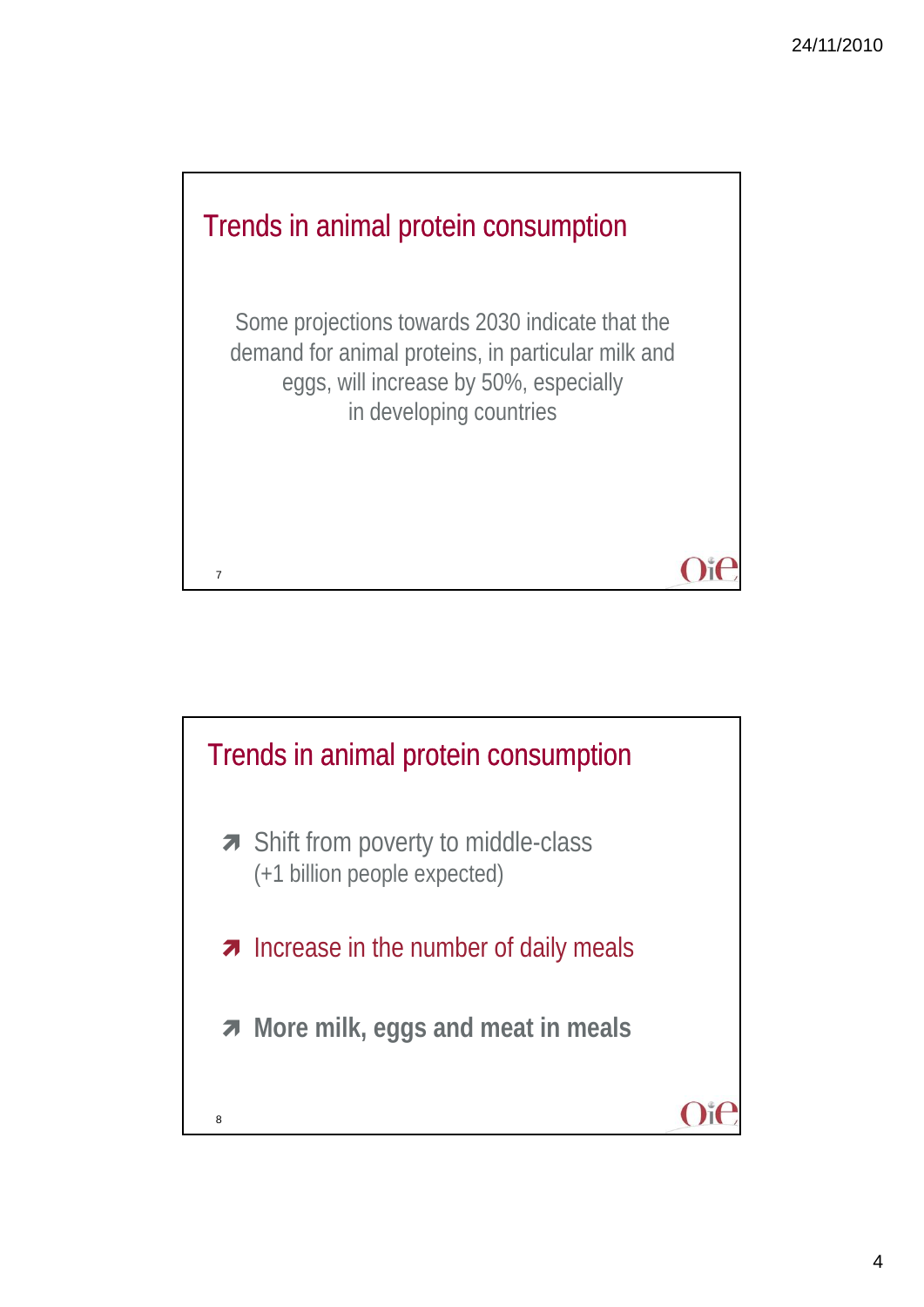## Trends in animal protein consumption

Some projections towards 2030 indicate that the demand for animal proteins, in particular milk and eggs, will increase by 50%, especially in developing countries

## Trends in animal protein consumption

- Shift from poverty to middle-class (+1 billion people expected)
- Increase in the number of daily meals
- **More milk, eggs and meat in meals**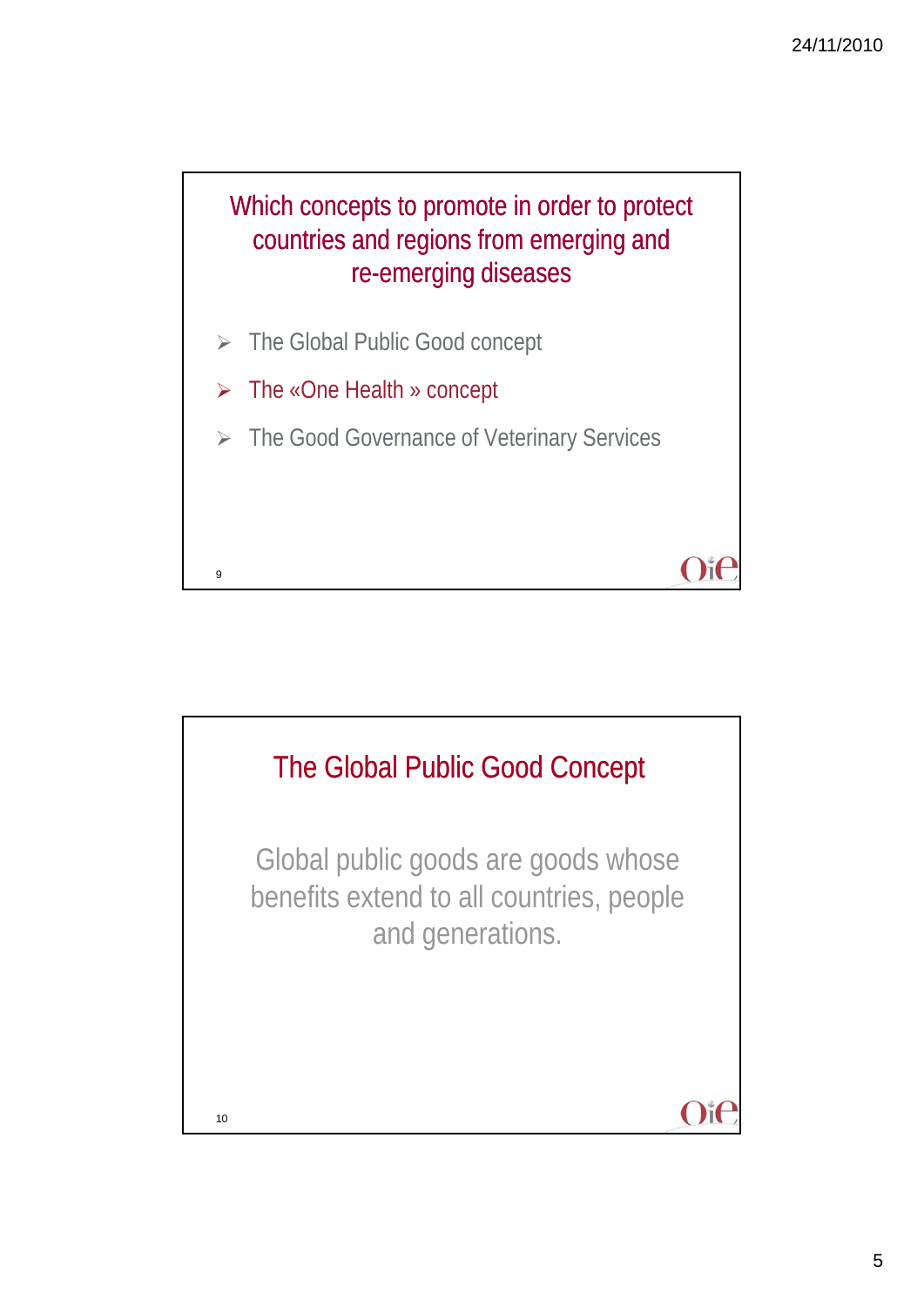## Which concepts to promote in order to protect countries and regions from emerging and re-emerging diseases

- The Global Public Good concept
- The «One Health » concept
- The Good Governance of Veterinary Services

## The Global Public Good Concept

Global public goods are goods whose benefits extend to all countries, people and generations.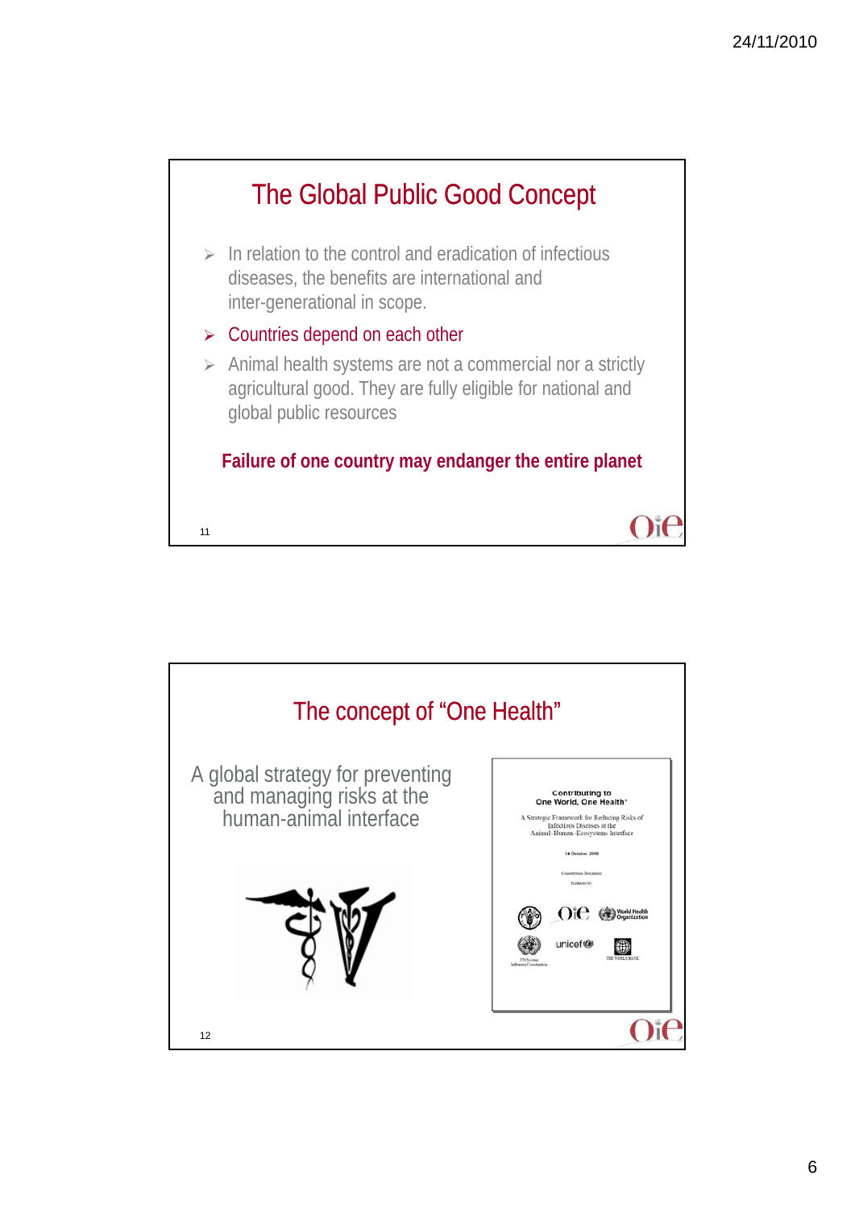## The Global Public Good Concept

- In relation to the control and eradication of infectious diseases, the benefits are international and inter-generational in scope.
- Countries depend on each other
- Animal health systems are not a commercial nor a strictly agricultural good. They are fully eligible for national and global public resources

**Failure of one country may endanger the entire planet**

## The concept of "One Health"

A global strategy for preventing and managing risks at the human-animal interface

Contributing to One World, One Health*

A Strategic Framework for Reducing Risks of Infectious Diseases at the Animal–Human–Ecosystems Interface

14 October 2008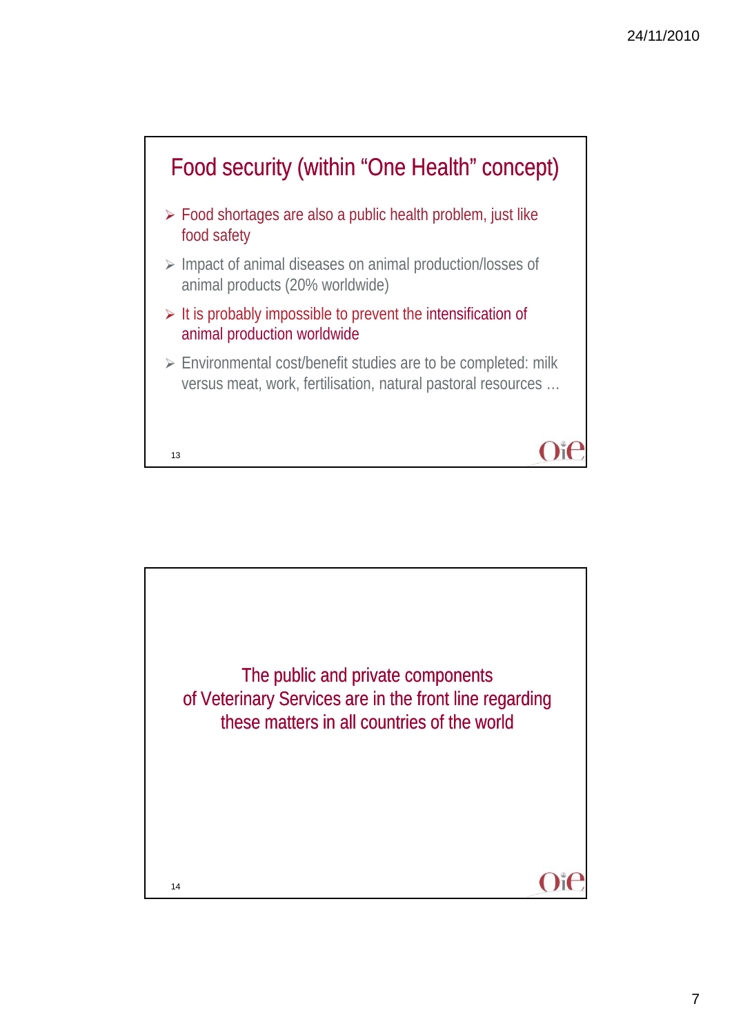## Food security (within "One Health" concept)

- Food shortages are also a public health problem, just like food safety
- Impact of animal diseases on animal production/losses of animal products (20% worldwide)
- It is probably impossible to prevent the intensification of animal production worldwide
- Environmental cost/benefit studies are to be completed: milk versus meat, work, fertilisation, natural pastoral resources …

The public and private components of Veterinary Services are in the front line regarding these matters in all countries of the world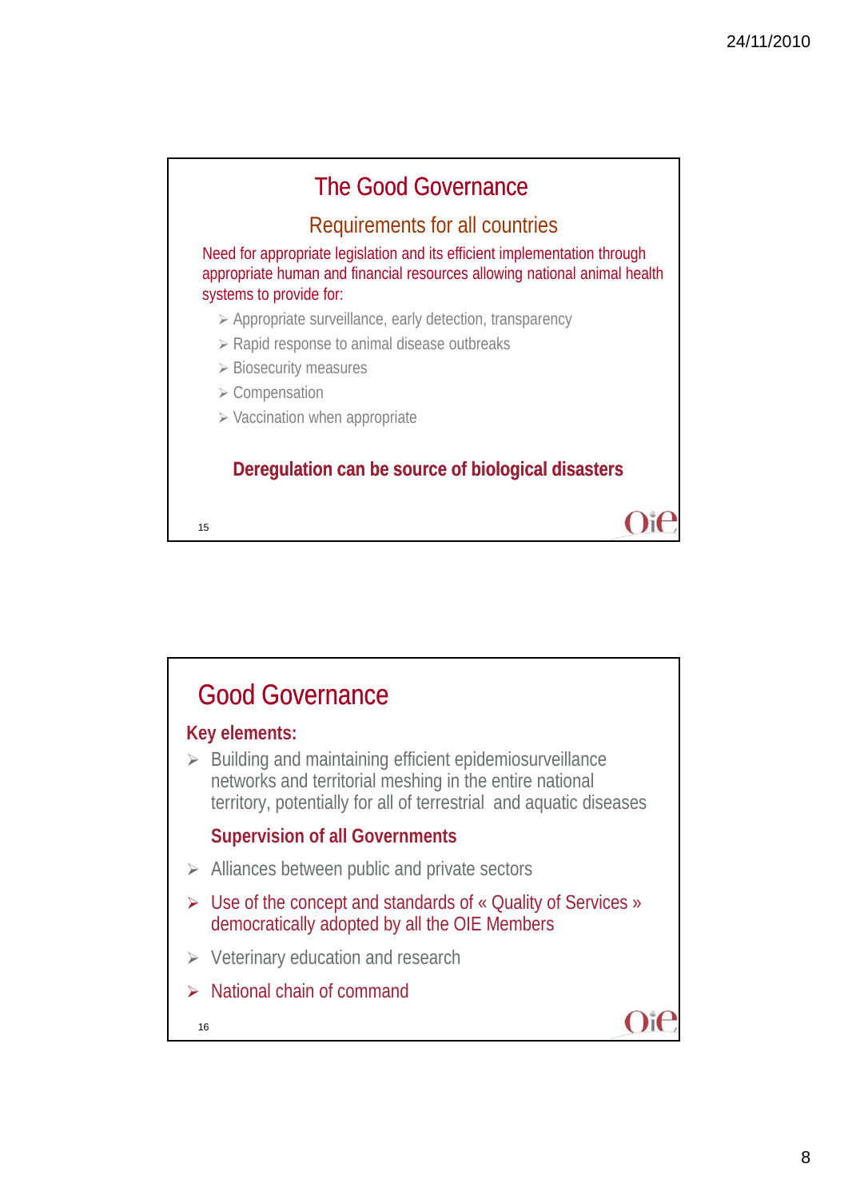## The Good Governance

### Requirements for all countries

Need for appropriate legislation and its efficient implementation through appropriate human and financial resources allowing national animal health systems to provide for:

- Appropriate surveillance, early detection, transparency
- Rapid response to animal disease outbreaks
- Biosecurity measures
- Compensation
- Vaccination when appropriate

**Deregulation can be source of biological disasters**

## Good Governance

**Key elements:**

- Building and maintaining efficient epidemiosurveillance networks and territorial meshing in the entire national territory, potentially for all of terrestrial and aquatic diseases

  **Supervision of all Governments**

- Alliances between public and private sectors
- Use of the concept and standards of « Quality of Services » democratically adopted by all the OIE Members
- Veterinary education and research
- National chain of command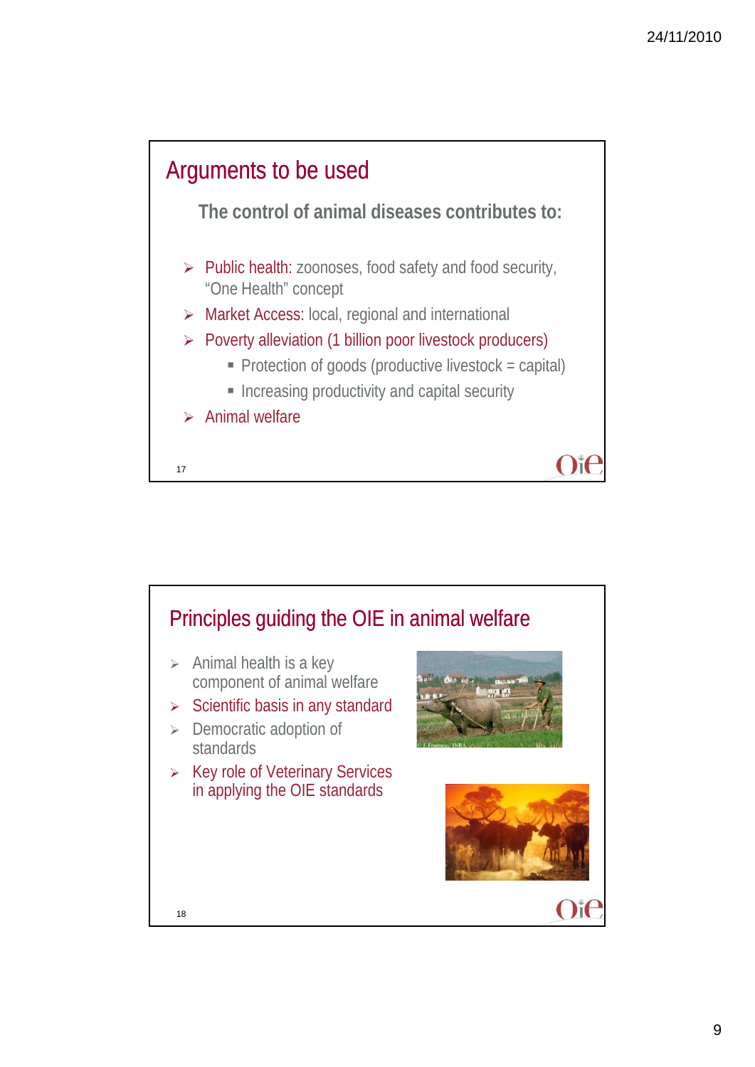## Arguments to be used

**The control of animal diseases contributes to:**

- Public health: zoonoses, food safety and food security, "One Health" concept
- Market Access: local, regional and international
- Poverty alleviation (1 billion poor livestock producers)
  - Protection of goods (productive livestock = capital)
  - Increasing productivity and capital security
- Animal welfare

## Principles guiding the OIE in animal welfare

- Animal health is a key component of animal welfare
- Scientific basis in any standard
- Democratic adoption of standards
- Key role of Veterinary Services in applying the OIE standards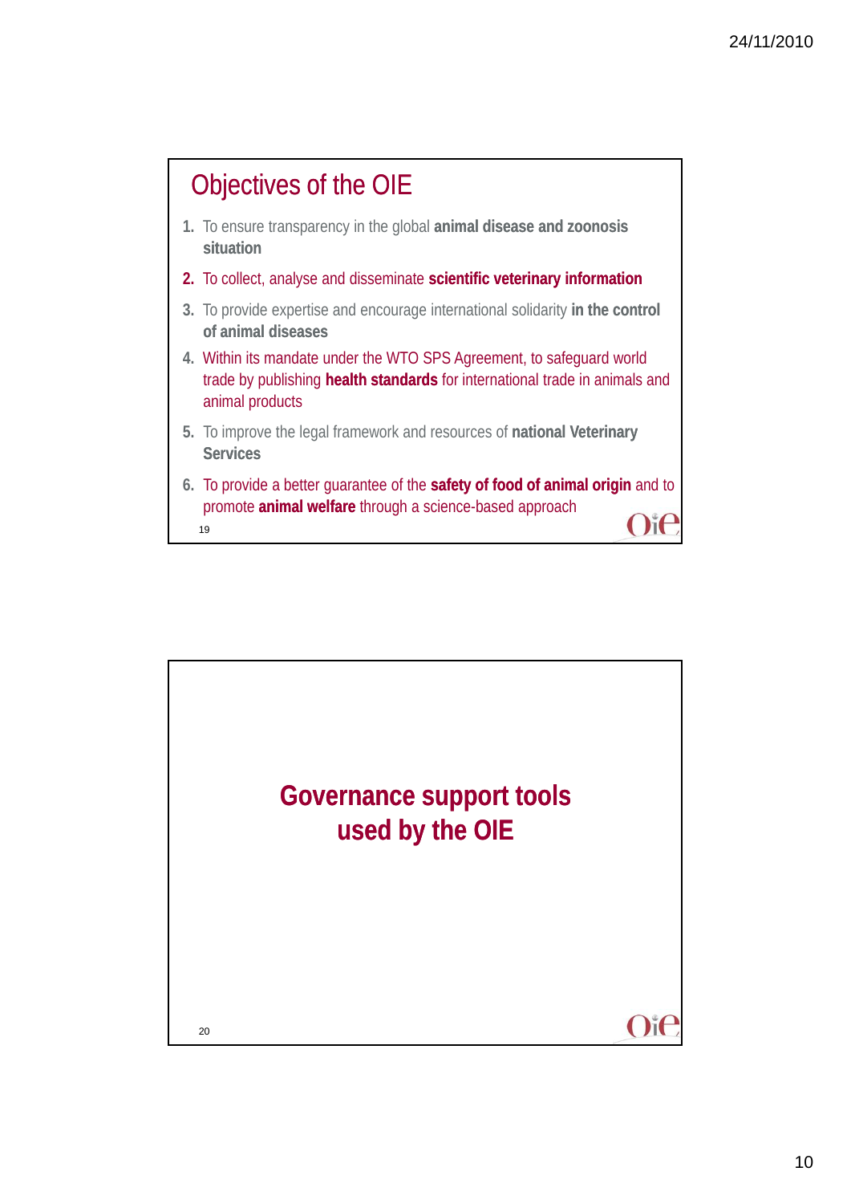## Objectives of the OIE

1. To ensure transparency in the global **animal disease and zoonosis situation**
2. To collect, analyse and disseminate **scientific veterinary information**
3. To provide expertise and encourage international solidarity **in the control of animal diseases**
4. Within its mandate under the WTO SPS Agreement, to safeguard world trade by publishing **health standards** for international trade in animals and animal products
5. To improve the legal framework and resources of **national Veterinary Services**
6. To provide a better guarantee of the **safety of food of animal origin** and to promote **animal welfare** through a science-based approach

## Governance support tools used by the OIE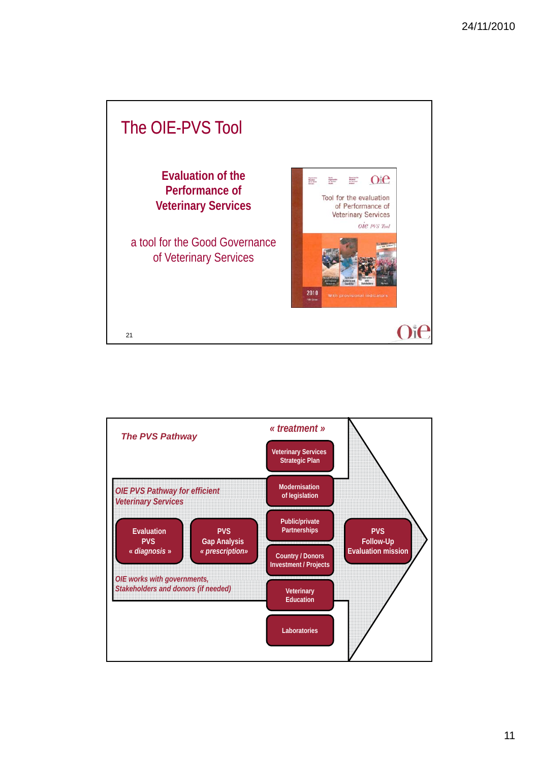## The OIE-PVS Tool

**Evaluation of the Performance of Veterinary Services**

a tool for the Good Governance of Veterinary Services

Tool for the evaluation of Performance of Veterinary Services

oie PVS Tool

2010

With provisional indicators

---

## *The PVS Pathway*

*« treatment »*

*OIE PVS Pathway for efficient Veterinary Services*

- **Evaluation PVS** *« diagnosis »*
- **PVS Gap Analysis** *« prescription»*
- Treatment:
  - **Veterinary Services Strategic Plan**
  - **Modernisation of legislation**
  - **Public/private Partnerships**
  - **Country / Donors Investment / Projects**
  - **Veterinary Education**
  - **Laboratories**
- **PVS Follow-Up Evaluation mission**

*OIE works with governments, Stakeholders and donors (if needed)*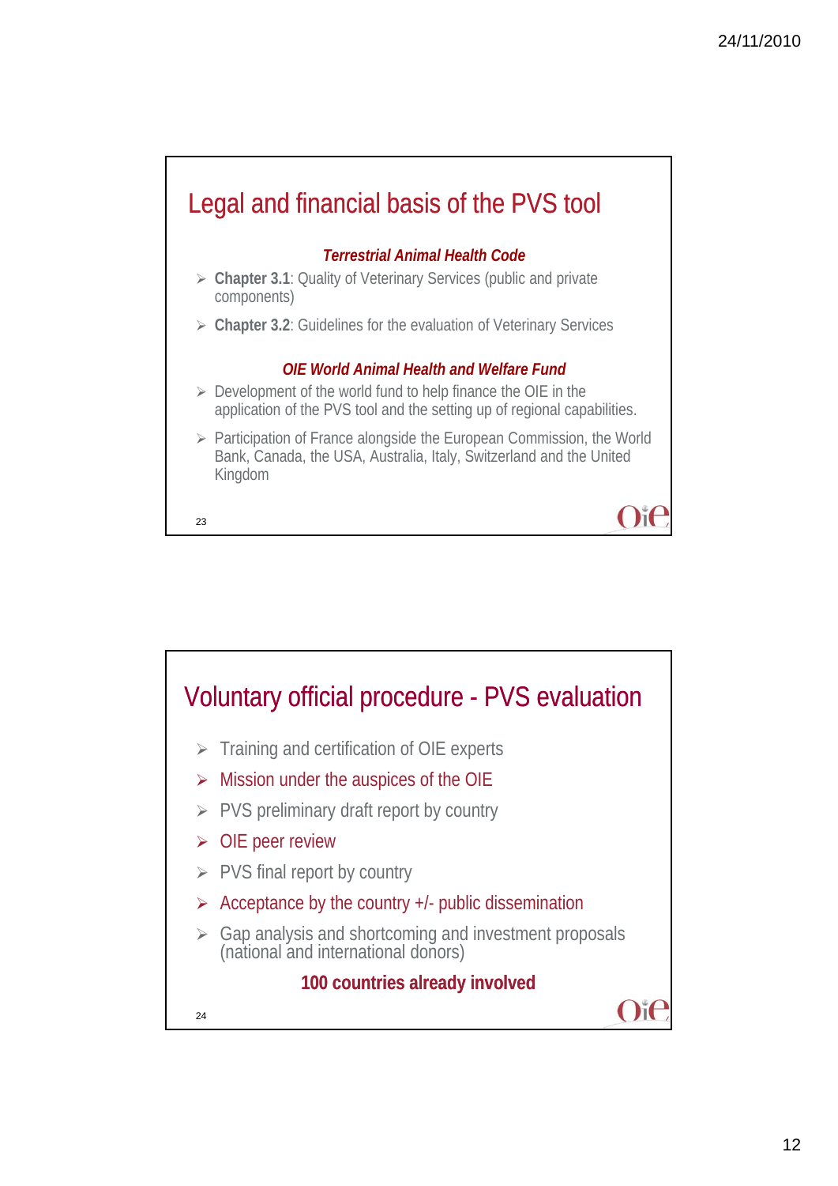## Legal and financial basis of the PVS tool

***Terrestrial Animal Health Code***

- **Chapter 3.1**: Quality of Veterinary Services (public and private components)
- **Chapter 3.2**: Guidelines for the evaluation of Veterinary Services

***OIE World Animal Health and Welfare Fund***

- Development of the world fund to help finance the OIE in the application of the PVS tool and the setting up of regional capabilities.
- Participation of France alongside the European Commission, the World Bank, Canada, the USA, Australia, Italy, Switzerland and the United Kingdom

## Voluntary official procedure - PVS evaluation

- Training and certification of OIE experts
- Mission under the auspices of the OIE
- PVS preliminary draft report by country
- OIE peer review
- PVS final report by country
- Acceptance by the country +/- public dissemination
- Gap analysis and shortcoming and investment proposals (national and international donors)

**100 countries already involved**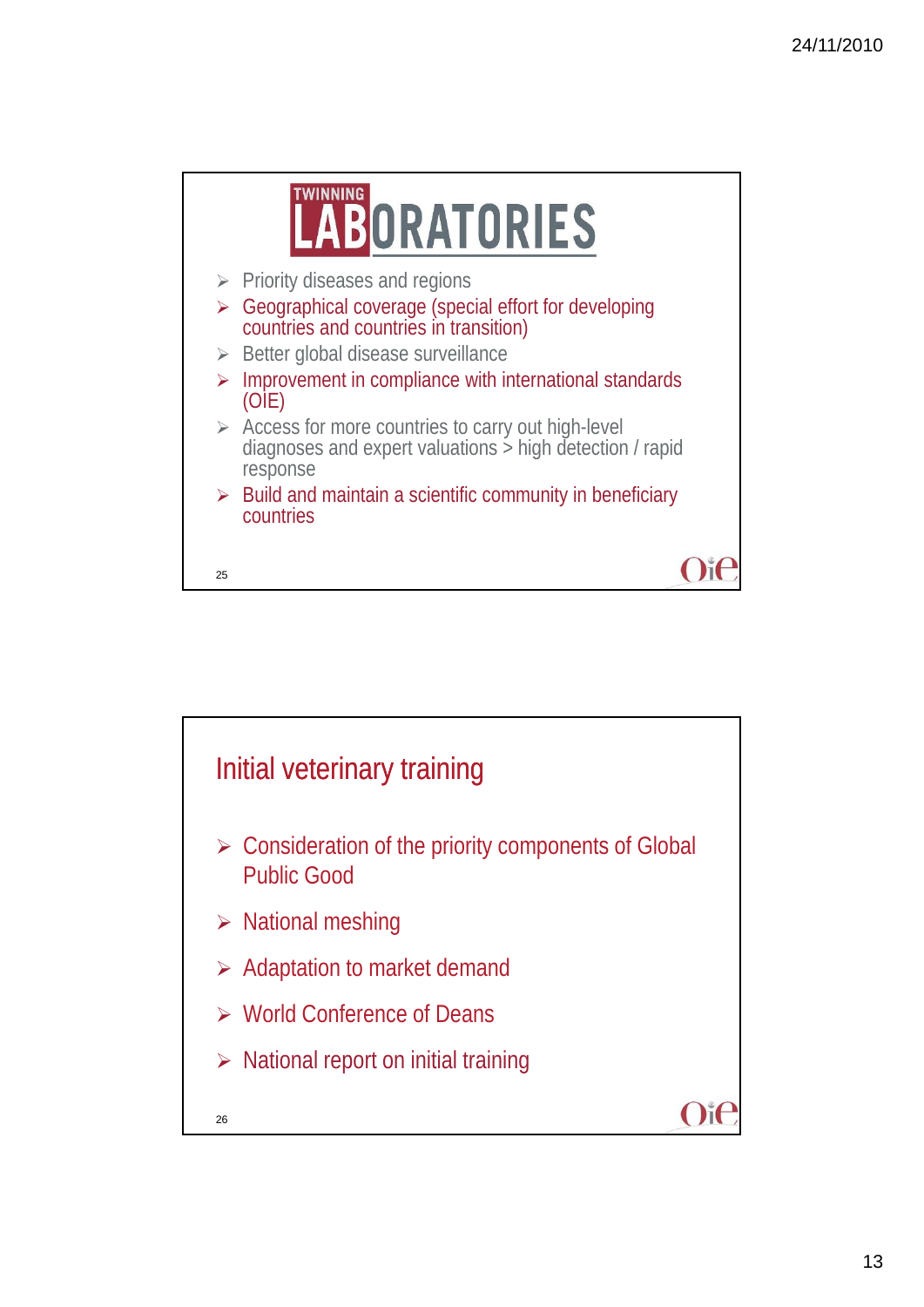## TWINNING LABORATORIES

- Priority diseases and regions
- Geographical coverage (special effort for developing countries and countries in transition)
- Better global disease surveillance
- Improvement in compliance with international standards (OIE)
- Access for more countries to carry out high-level diagnoses and expert valuations > high detection / rapid response
- Build and maintain a scientific community in beneficiary countries

## Initial veterinary training

- Consideration of the priority components of Global Public Good
- National meshing
- Adaptation to market demand
- World Conference of Deans
- National report on initial training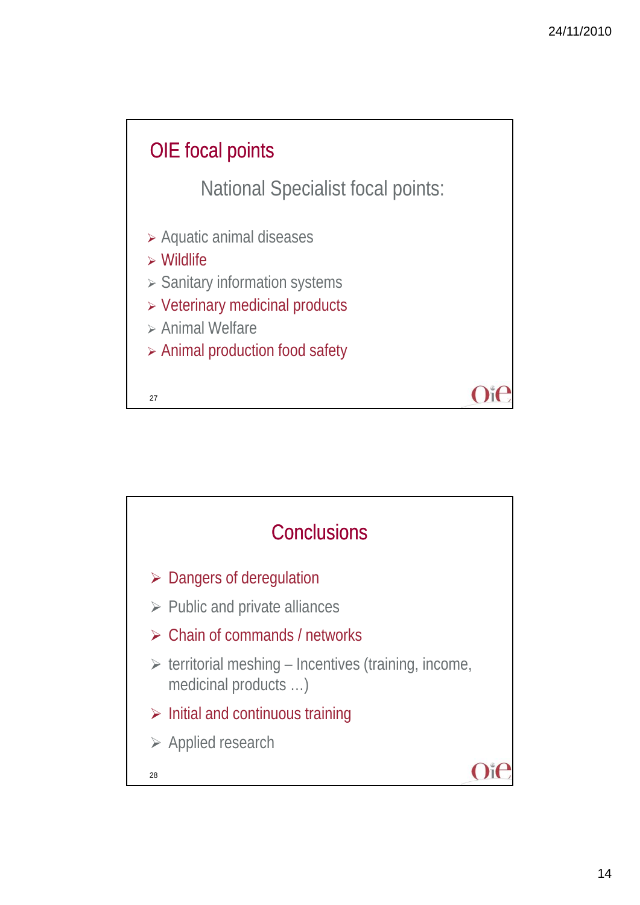## OIE focal points

National Specialist focal points:

- Aquatic animal diseases
- Wildlife
- Sanitary information systems
- Veterinary medicinal products
- Animal Welfare
- Animal production food safety

## Conclusions

- Dangers of deregulation
- Public and private alliances
- Chain of commands / networks
- territorial meshing – Incentives (training, income, medicinal products …)
- Initial and continuous training
- Applied research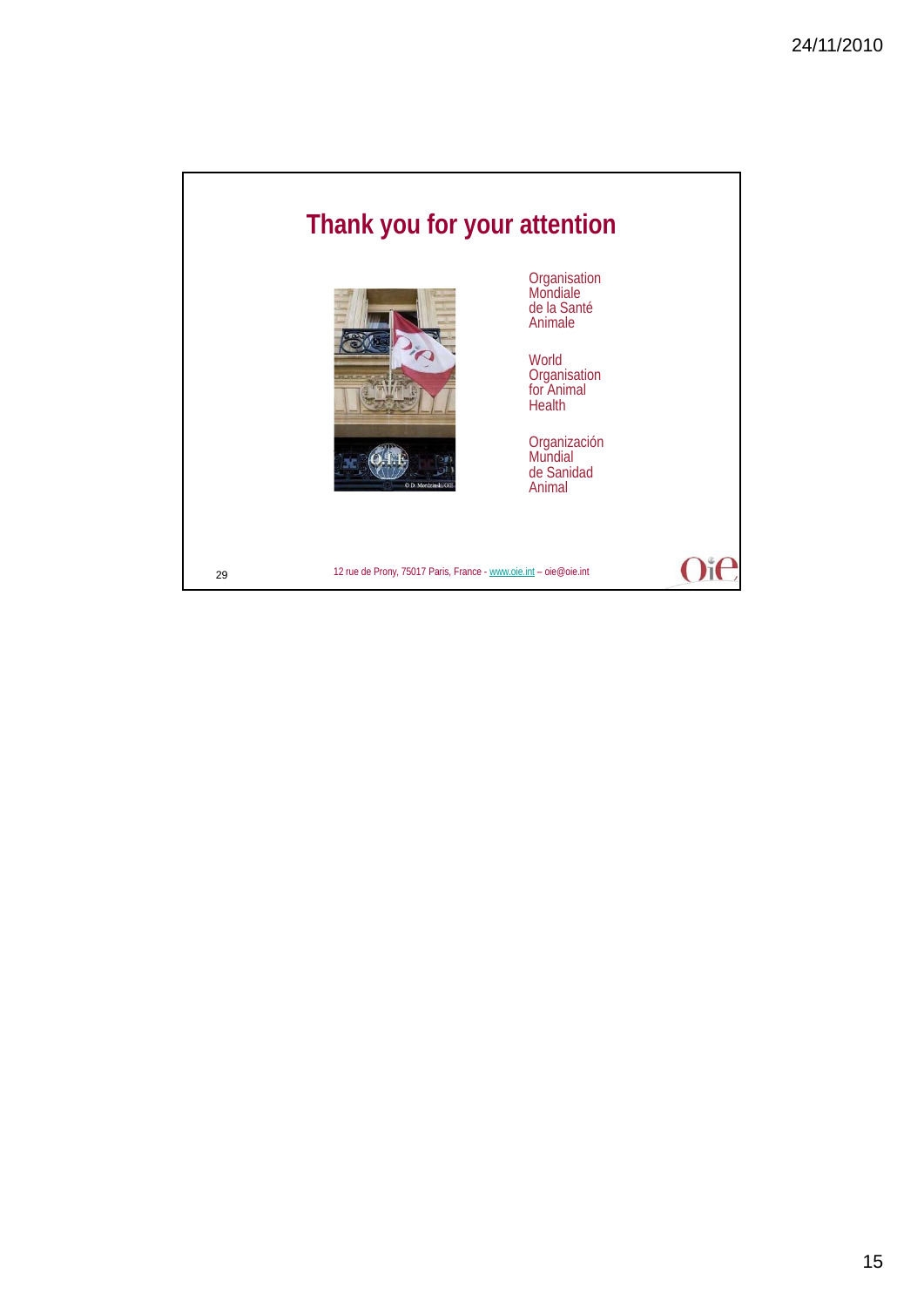# Thank you for your attention

Organisation Mondiale de la Santé Animale

World Organisation for Animal Health

Organización Mundial de Sanidad Animal

12 rue de Prony, 75017 Paris, France - www.oie.int – oie@oie.int